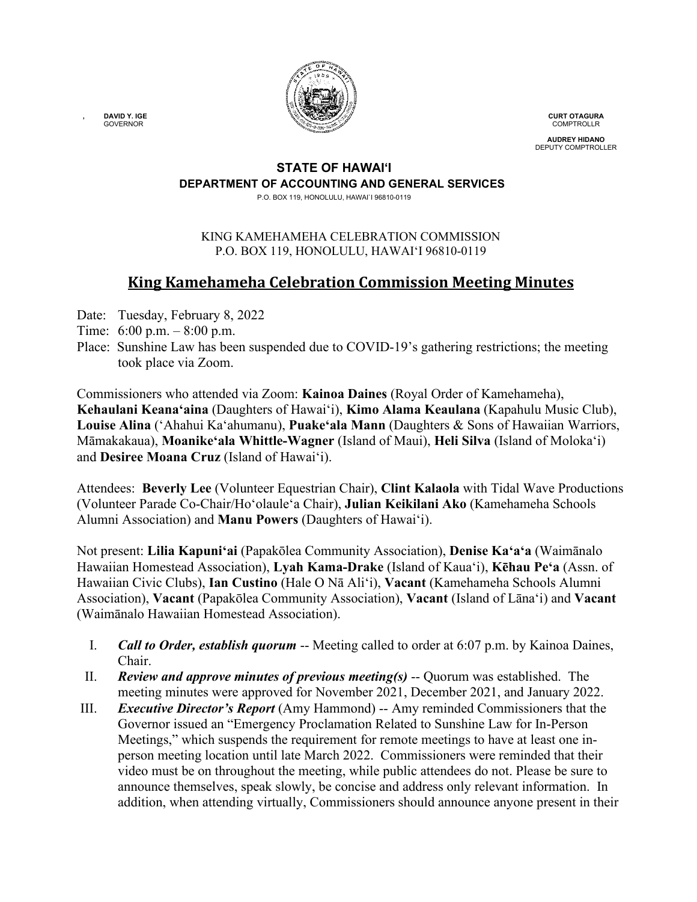, **DAVID Y. IGE**
GOVERNOR

**CURT OTAGURA**
COMPTROLLR

**AUDREY HIDANO**
DEPUTY COMPTROLLER

**STATE OF HAWAIʻI**
**DEPARTMENT OF ACCOUNTING AND GENERAL SERVICES**
P.O. BOX 119, HONOLULU, HAWAIʻI 96810-0119

KING KAMEHAMEHA CELEBRATION COMMISSION
P.O. BOX 119, HONOLULU, HAWAIʻI 96810-0119

# King Kamehameha Celebration Commission Meeting Minutes

Date: Tuesday, February 8, 2022
Time: 6:00 p.m. – 8:00 p.m.
Place: Sunshine Law has been suspended due to COVID-19's gathering restrictions; the meeting took place via Zoom.

Commissioners who attended via Zoom: **Kainoa Daines** (Royal Order of Kamehameha), **Kehaulani Keanaʻaina** (Daughters of Hawaiʻi), **Kimo Alama Keaulana** (Kapahulu Music Club), **Louise Alina** (ʻAhahui Kaʻahumanu), **Puakeʻala Mann** (Daughters & Sons of Hawaiian Warriors, Māmakakaua), **Moanikeʻala Whittle-Wagner** (Island of Maui), **Heli Silva** (Island of Molokaʻi) and **Desiree Moana Cruz** (Island of Hawaiʻi).

Attendees: **Beverly Lee** (Volunteer Equestrian Chair), **Clint Kalaola** with Tidal Wave Productions (Volunteer Parade Co-Chair/Hoʻolauleʻa Chair), **Julian Keikilani Ako** (Kamehameha Schools Alumni Association) and **Manu Powers** (Daughters of Hawaiʻi).

Not present: **Lilia Kapuniʻai** (Papakōlea Community Association), **Denise Kaʻaʻa** (Waimānalo Hawaiian Homestead Association), **Lyah Kama-Drake** (Island of Kauaʻi), **Kēhau Peʻa** (Assn. of Hawaiian Civic Clubs), **Ian Custino** (Hale O Nā Aliʻi), **Vacant** (Kamehameha Schools Alumni Association), **Vacant** (Papakōlea Community Association), **Vacant** (Island of Lānaʻi) and **Vacant** (Waimānalo Hawaiian Homestead Association).

I. ***Call to Order, establish quorum*** -- Meeting called to order at 6:07 p.m. by Kainoa Daines, Chair.

II. ***Review and approve minutes of previous meeting(s)*** -- Quorum was established. The meeting minutes were approved for November 2021, December 2021, and January 2022.

III. ***Executive Director's Report*** (Amy Hammond) -- Amy reminded Commissioners that the Governor issued an "Emergency Proclamation Related to Sunshine Law for In-Person Meetings," which suspends the requirement for remote meetings to have at least one in-person meeting location until late March 2022. Commissioners were reminded that their video must be on throughout the meeting, while public attendees do not. Please be sure to announce themselves, speak slowly, be concise and address only relevant information. In addition, when attending virtually, Commissioners should announce anyone present in their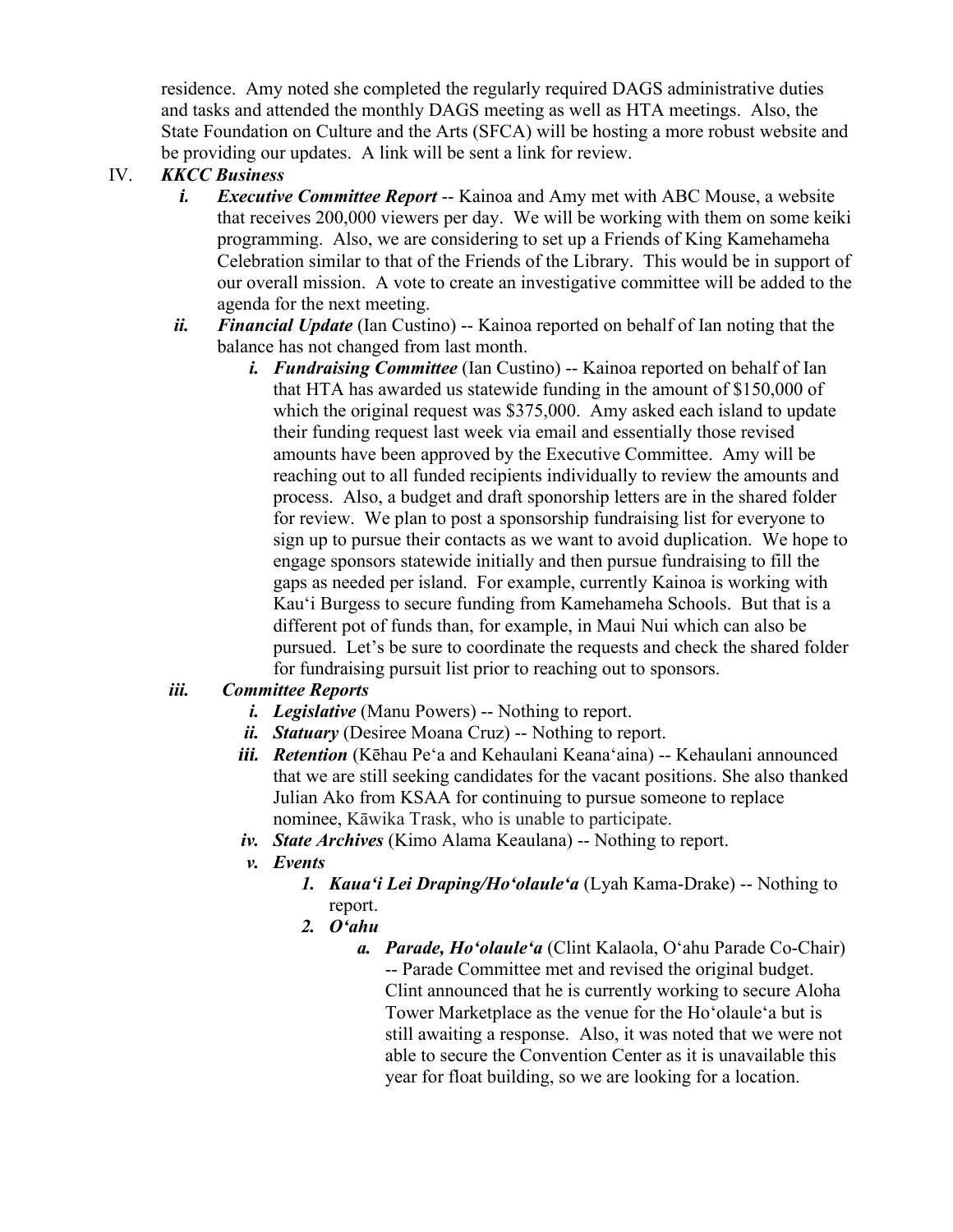residence. Amy noted she completed the regularly required DAGS administrative duties and tasks and attended the monthly DAGS meeting as well as HTA meetings. Also, the State Foundation on Culture and the Arts (SFCA) will be hosting a more robust website and be providing our updates. A link will be sent a link for review.

IV. ***KKCC Business***

- ***i. Executive Committee Report*** -- Kainoa and Amy met with ABC Mouse, a website that receives 200,000 viewers per day. We will be working with them on some keiki programming. Also, we are considering to set up a Friends of King Kamehameha Celebration similar to that of the Friends of the Library. This would be in support of our overall mission. A vote to create an investigative committee will be added to the agenda for the next meeting.
- ***ii. Financial Update*** (Ian Custino) -- Kainoa reported on behalf of Ian noting that the balance has not changed from last month.
  - ***i. Fundraising Committee*** (Ian Custino) -- Kainoa reported on behalf of Ian that HTA has awarded us statewide funding in the amount of $150,000 of which the original request was $375,000. Amy asked each island to update their funding request last week via email and essentially those revised amounts have been approved by the Executive Committee. Amy will be reaching out to all funded recipients individually to review the amounts and process. Also, a budget and draft sponsorship letters are in the shared folder for review. We plan to post a sponsorship fundraising list for everyone to sign up to pursue their contacts as we want to avoid duplication. We hope to engage sponsors statewide initially and then pursue fundraising to fill the gaps as needed per island. For example, currently Kainoa is working with Kauʻi Burgess to secure funding from Kamehameha Schools. But that is a different pot of funds than, for example, in Maui Nui which can also be pursued. Let's be sure to coordinate the requests and check the shared folder for fundraising pursuit list prior to reaching out to sponsors.
- ***iii. Committee Reports***
  - ***i. Legislative*** (Manu Powers) -- Nothing to report.
  - ***ii. Statuary*** (Desiree Moana Cruz) -- Nothing to report.
  - ***iii. Retention*** (Kēhau Peʻa and Kehaulani Keanaʻaina) -- Kehaulani announced that we are still seeking candidates for the vacant positions. She also thanked Julian Ako from KSAA for continuing to pursue someone to replace nominee, Kāwika Trask, who is unable to participate.
  - ***iv. State Archives*** (Kimo Alama Keaulana) -- Nothing to report.
  - ***v. Events***
    1. ***Kauaʻi Lei Draping/Hoʻolauleʻa*** (Lyah Kama-Drake) -- Nothing to report.
    2. ***Oʻahu***
       - ***a. Parade, Hoʻolauleʻa*** (Clint Kalaola, Oʻahu Parade Co-Chair) -- Parade Committee met and revised the original budget. Clint announced that he is currently working to secure Aloha Tower Marketplace as the venue for the Hoʻolauleʻa but is still awaiting a response. Also, it was noted that we were not able to secure the Convention Center as it is unavailable this year for float building, so we are looking for a location.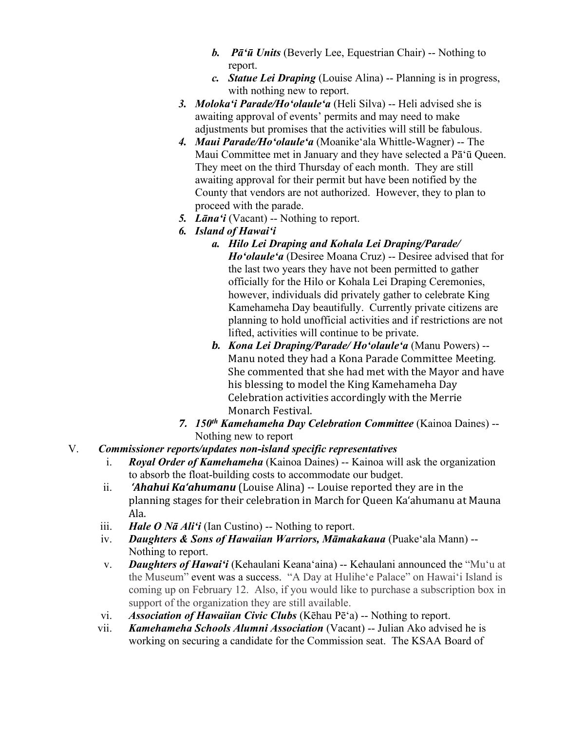b. ***Pāʻū Units*** (Beverly Lee, Equestrian Chair) -- Nothing to report.
   c. ***Statue Lei Draping*** (Louise Alina) -- Planning is in progress, with nothing new to report.

3. ***Molokaʻi Parade/Hoʻolauleʻa*** (Heli Silva) -- Heli advised she is awaiting approval of events' permits and may need to make adjustments but promises that the activities will still be fabulous.
4. ***Maui Parade/Hoʻolauleʻa*** (Moanikeʻala Whittle-Wagner) -- The Maui Committee met in January and they have selected a Pāʻū Queen. They meet on the third Thursday of each month. They are still awaiting approval for their permit but have been notified by the County that vendors are not authorized. However, they to plan to proceed with the parade.
5. ***Lānaʻi*** (Vacant) -- Nothing to report.
6. ***Island of Hawaiʻi***
   a. ***Hilo Lei Draping and Kohala Lei Draping/Parade/ Hoʻolauleʻa*** (Desiree Moana Cruz) -- Desiree advised that for the last two years they have not been permitted to gather officially for the Hilo or Kohala Lei Draping Ceremonies, however, individuals did privately gather to celebrate King Kamehameha Day beautifully. Currently private citizens are planning to hold unofficial activities and if restrictions are not lifted, activities will continue to be private.
   b. ***Kona Lei Draping/Parade/ Hoʻolauleʻa*** (Manu Powers) -- Manu noted they had a Kona Parade Committee Meeting. She commented that she had met with the Mayor and have his blessing to model the King Kamehameha Day Celebration activities accordingly with the Merrie Monarch Festival.
7. ***150th Kamehameha Day Celebration Committee*** (Kainoa Daines) -- Nothing new to report

V. ***Commissioner reports/updates non-island specific representatives***

   i. ***Royal Order of Kamehameha*** (Kainoa Daines) -- Kainoa will ask the organization to absorb the float-building costs to accommodate our budget.
   ii. ***ʻAhahui Kaʻahumanu*** (Louise Alina) -- Louise reported they are in the planning stages for their celebration in March for Queen Kaʻahumanu at Mauna Ala.
   iii. ***Hale O Nā Aliʻi*** (Ian Custino) -- Nothing to report.
   iv. ***Daughters & Sons of Hawaiian Warriors, Māmakakaua*** (Puakeʻala Mann) -- Nothing to report.
   v. ***Daughters of Hawaiʻi*** (Kehaulani Keanaʻaina) -- Kehaulani announced the "Muʻu at the Museum" event was a success. "A Day at Huliheʻe Palace" on Hawaiʻi Island is coming up on February 12. Also, if you would like to purchase a subscription box in support of the organization they are still available.
   vi. ***Association of Hawaiian Civic Clubs*** (Kēhau Pēʻa) -- Nothing to report.
   vii. ***Kamehameha Schools Alumni Association*** (Vacant) -- Julian Ako advised he is working on securing a candidate for the Commission seat. The KSAA Board of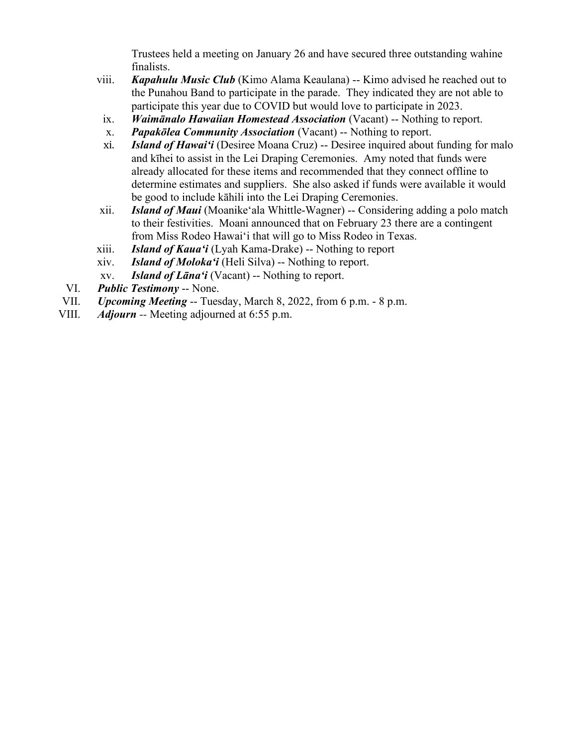Trustees held a meeting on January 26 and have secured three outstanding wahine finalists.

viii. ***Kapahulu Music Club*** (Kimo Alama Keaulana) -- Kimo advised he reached out to the Punahou Band to participate in the parade. They indicated they are not able to participate this year due to COVID but would love to participate in 2023.

ix. ***Waimānalo Hawaiian Homestead Association*** (Vacant) -- Nothing to report.

x. ***Papakōlea Community Association*** (Vacant) -- Nothing to report.

xi. ***Island of Hawaiʻi*** (Desiree Moana Cruz) -- Desiree inquired about funding for malo and kīhei to assist in the Lei Draping Ceremonies. Amy noted that funds were already allocated for these items and recommended that they connect offline to determine estimates and suppliers. She also asked if funds were available it would be good to include kāhili into the Lei Draping Ceremonies.

xii. ***Island of Maui*** (Moanikeʻala Whittle-Wagner) -- Considering adding a polo match to their festivities. Moani announced that on February 23 there are a contingent from Miss Rodeo Hawaiʻi that will go to Miss Rodeo in Texas.

xiii. ***Island of Kauaʻi*** (Lyah Kama-Drake) -- Nothing to report

xiv. ***Island of Molokaʻi*** (Heli Silva) -- Nothing to report.

xv. ***Island of Lānaʻi*** (Vacant) -- Nothing to report.

VI. ***Public Testimony*** -- None.

VII. ***Upcoming Meeting*** -- Tuesday, March 8, 2022, from 6 p.m. - 8 p.m.

VIII. ***Adjourn*** -- Meeting adjourned at 6:55 p.m.